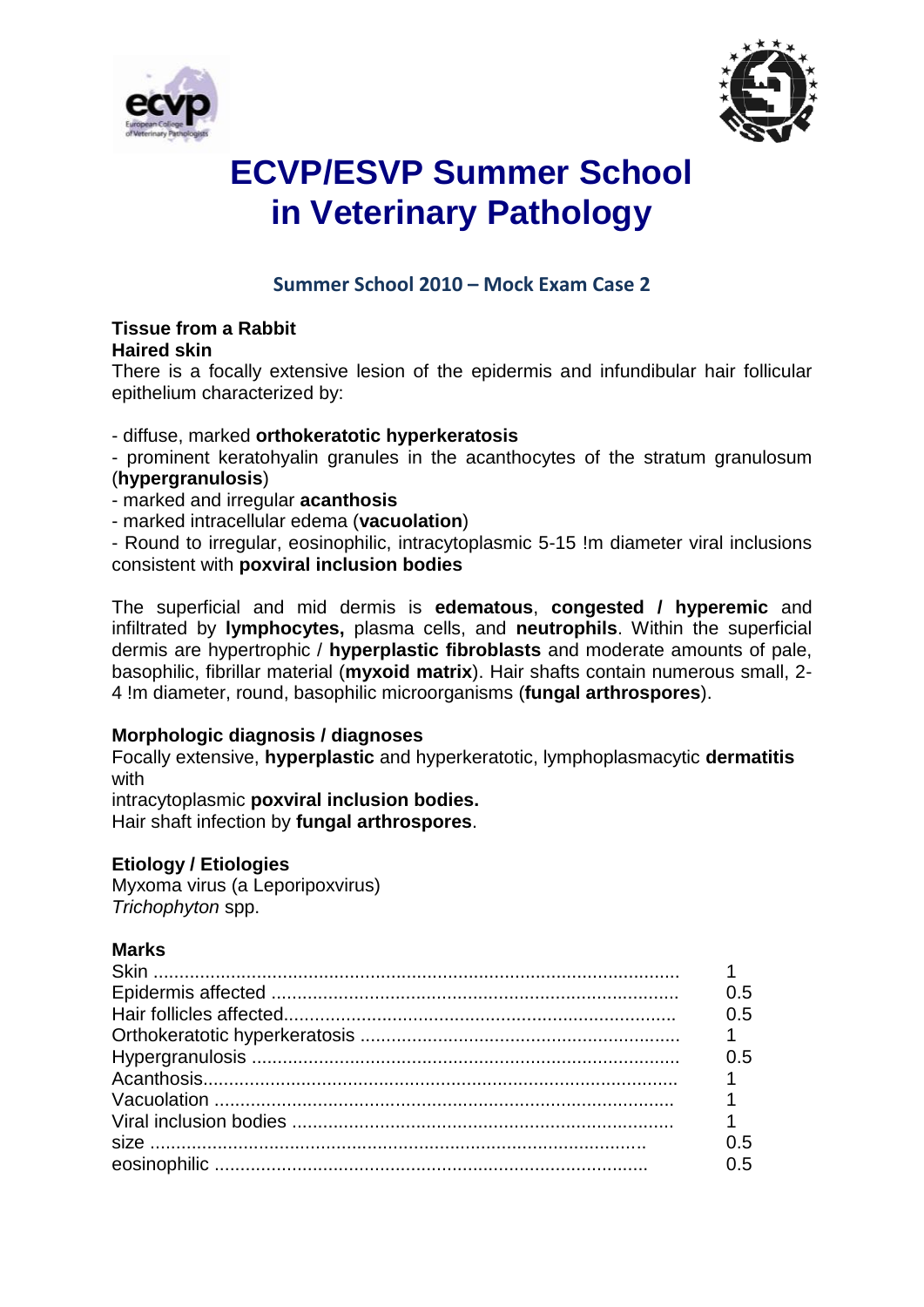# ECVP/ESVP Summer School in Veterinary Pathology

## Summer School 2010 – Mock Exam Case 2

**Tissue from a Rabbit**
**Haired skin**
There is a focally extensive lesion of the epidermis and infundibular hair follicular epithelium characterized by:

- diffuse, marked **orthokeratotic hyperkeratosis**
- prominent keratohyalin granules in the acanthocytes of the stratum granulosum (**hypergranulosis**)
- marked and irregular **acanthosis**
- marked intracellular edema (**vacuolation**)
- Round to irregular, eosinophilic, intracytoplasmic 5-15 !m diameter viral inclusions consistent with **poxviral inclusion bodies**

The superficial and mid dermis is **edematous**, **congested / hyperemic** and infiltrated by **lymphocytes,** plasma cells, and **neutrophils**. Within the superficial dermis are hypertrophic / **hyperplastic fibroblasts** and moderate amounts of pale, basophilic, fibrillar material (**myxoid matrix**). Hair shafts contain numerous small, 2-4 !m diameter, round, basophilic microorganisms (**fungal arthrospores**).

**Morphologic diagnosis / diagnoses**
Focally extensive, **hyperplastic** and hyperkeratotic, lymphoplasmacytic **dermatitis** with
intracytoplasmic **poxviral inclusion bodies.**
Hair shaft infection by **fungal arthrospores**.

**Etiology / Etiologies**
Myxoma virus (a Leporipoxvirus)
*Trichophyton* spp.

**Marks**

| | |
|---|---|
| Skin | 1 |
| Epidermis affected | 0.5 |
| Hair follicles affected | 0.5 |
| Orthokeratotic hyperkeratosis | 1 |
| Hypergranulosis | 0.5 |
| Acanthosis | 1 |
| Vacuolation | 1 |
| Viral inclusion bodies | 1 |
| size | 0.5 |
| eosinophilic | 0.5 |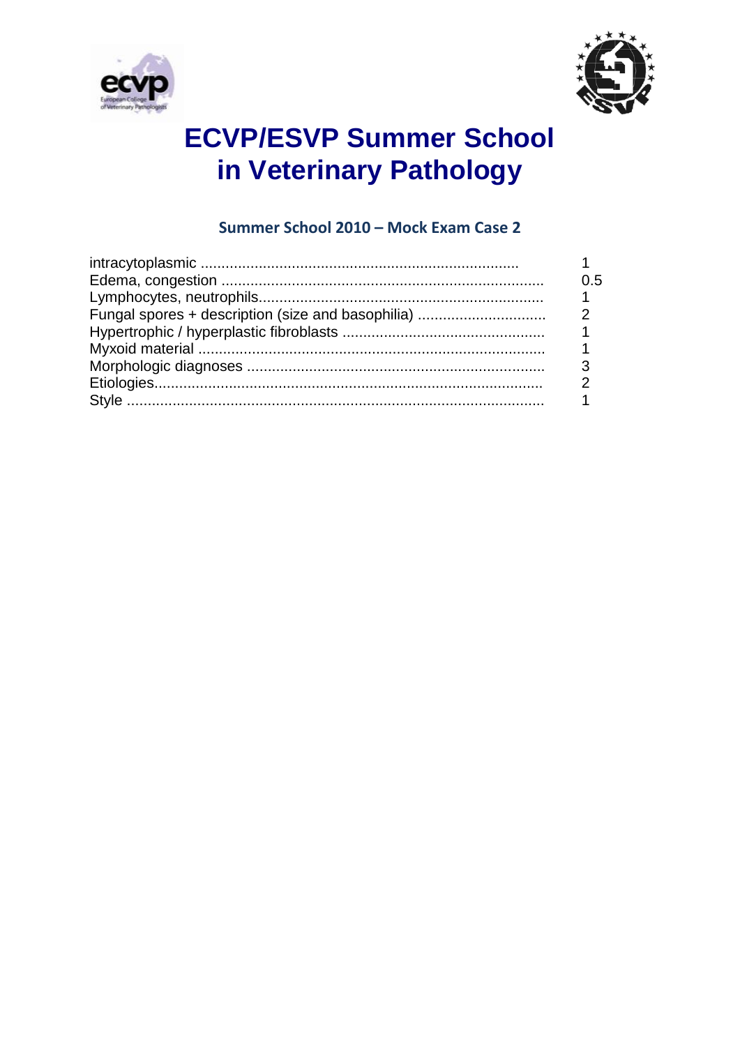# ECVP/ESVP Summer School in Veterinary Pathology

## Summer School 2010 – Mock Exam Case 2

| | |
|---|---|
| intracytoplasmic | 1 |
| Edema, congestion | 0.5 |
| Lymphocytes, neutrophils | 1 |
| Fungal spores + description (size and basophilia) | 2 |
| Hypertrophic / hyperplastic fibroblasts | 1 |
| Myxoid material | 1 |
| Morphologic diagnoses | 3 |
| Etiologies | 2 |
| Style | 1 |